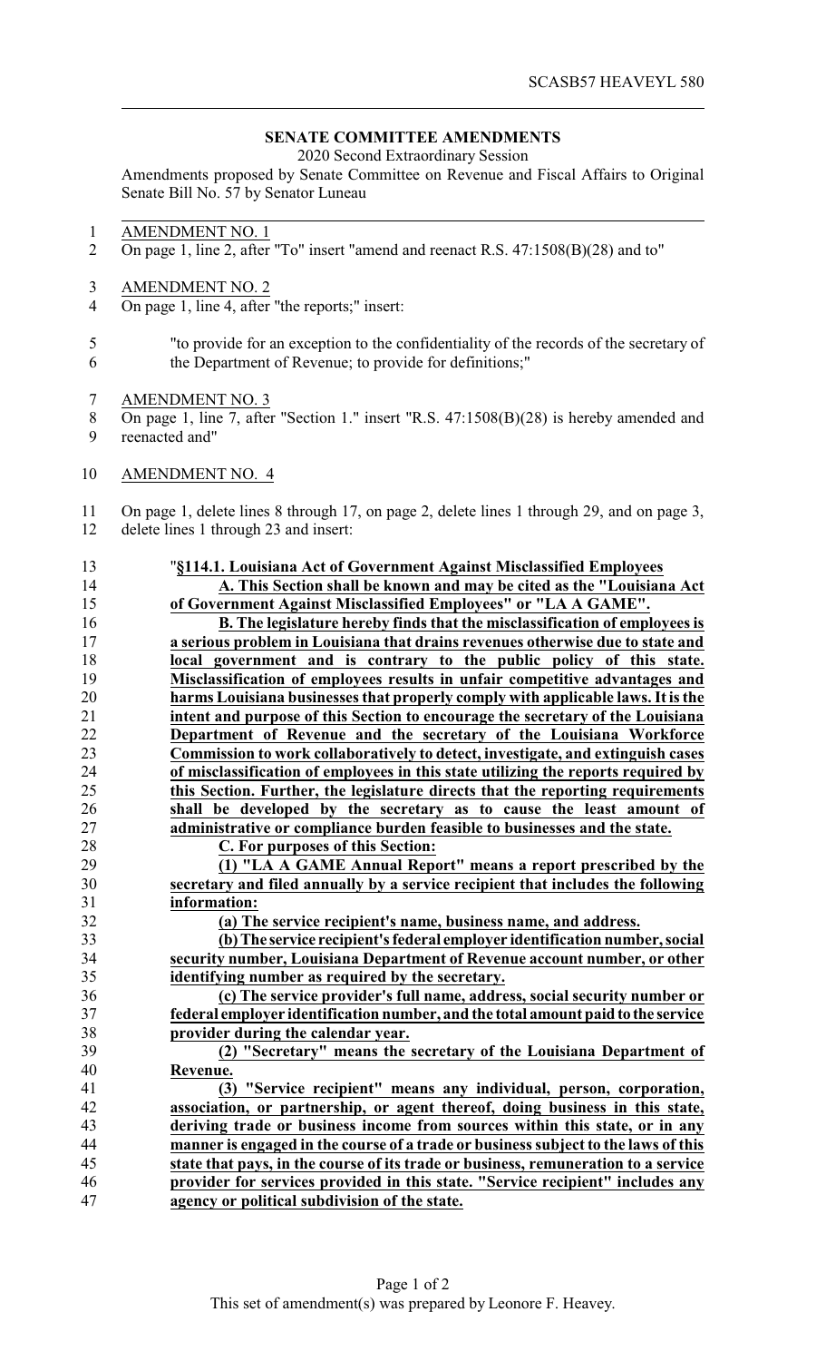## SENATE COMMITTEE AMENDMENTS

2020 Second Extraordinary Session

Amendments proposed by Senate Committee on Revenue and Fiscal Affairs to Original Senate Bill No. 57 by Senator Luneau

AMENDMENT NO. 1

On page 1, line 2, after "To" insert "amend and reenact R.S. 47:1508(B)(28) and to"

AMENDMENT NO. 2

On page 1, line 4, after "the reports;" insert:

"to provide for an exception to the confidentiality of the records of the secretary of the Department of Revenue; to provide for definitions;"

AMENDMENT NO. 3

On page 1, line 7, after "Section 1." insert "R.S. 47:1508(B)(28) is hereby amended and reenacted and"

AMENDMENT NO. 4

On page 1, delete lines 8 through 17, on page 2, delete lines 1 through 29, and on page 3, delete lines 1 through 23 and insert:

"**§114.1. Louisiana Act of Government Against Misclassified Employees**

**A. This Section shall be known and may be cited as the "Louisiana Act of Government Against Misclassified Employees" or "LA A GAME".**

**B. The legislature hereby finds that the misclassification of employees is a serious problem in Louisiana that drains revenues otherwise due to state and local government and is contrary to the public policy of this state. Misclassification of employees results in unfair competitive advantages and harms Louisiana businesses that properly comply with applicable laws. It is the intent and purpose of this Section to encourage the secretary of the Louisiana Department of Revenue and the secretary of the Louisiana Workforce Commission to work collaboratively to detect, investigate, and extinguish cases of misclassification of employees in this state utilizing the reports required by this Section. Further, the legislature directs that the reporting requirements shall be developed by the secretary as to cause the least amount of administrative or compliance burden feasible to businesses and the state.**

**C. For purposes of this Section:**

**(1) "LA A GAME Annual Report" means a report prescribed by the secretary and filed annually by a service recipient that includes the following information:**

**(a) The service recipient's name, business name, and address.**

**(b) The service recipient's federal employer identification number, social security number, Louisiana Department of Revenue account number, or other identifying number as required by the secretary.**

**(c) The service provider's full name, address, social security number or federal employer identification number, and the total amount paid to the service provider during the calendar year.**

**(2) "Secretary" means the secretary of the Louisiana Department of Revenue.**

**(3) "Service recipient" means any individual, person, corporation, association, or partnership, or agent thereof, doing business in this state, deriving trade or business income from sources within this state, or in any manner is engaged in the course of a trade or business subject to the laws of this state that pays, in the course of its trade or business, remuneration to a service provider for services provided in this state. "Service recipient" includes any agency or political subdivision of the state.**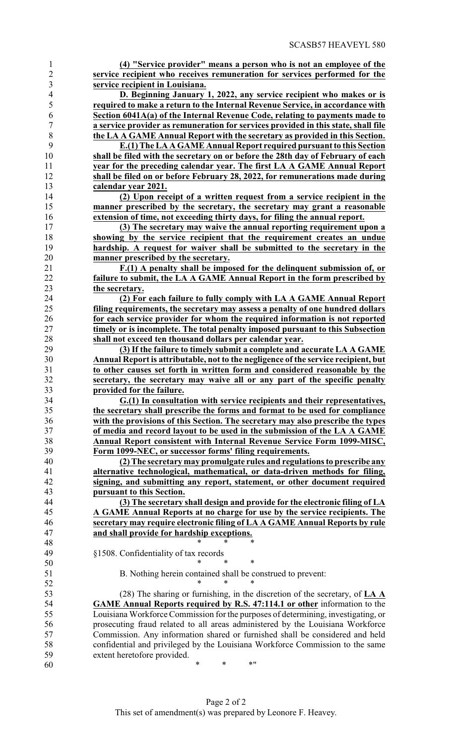**(4) "Service provider" means a person who is not an employee of the service recipient who receives remuneration for services performed for the service recipient in Louisiana.**

**D. Beginning January 1, 2022, any service recipient who makes or is required to make a return to the Internal Revenue Service, in accordance with Section 6041A(a) of the Internal Revenue Code, relating to payments made to a service provider as remuneration for services provided in this state, shall file the LA A GAME Annual Report with the secretary as provided in this Section.**

**E.(1) The LA A GAME Annual Report required pursuant to this Section shall be filed with the secretary on or before the 28th day of February of each year for the preceding calendar year. The first LA A GAME Annual Report shall be filed on or before February 28, 2022, for remunerations made during calendar year 2021.**

**(2) Upon receipt of a written request from a service recipient in the manner prescribed by the secretary, the secretary may grant a reasonable extension of time, not exceeding thirty days, for filing the annual report.**

**(3) The secretary may waive the annual reporting requirement upon a showing by the service recipient that the requirement creates an undue hardship. A request for waiver shall be submitted to the secretary in the manner prescribed by the secretary.**

**F.(1) A penalty shall be imposed for the delinquent submission of, or failure to submit, the LA A GAME Annual Report in the form prescribed by the secretary.**

**(2) For each failure to fully comply with LA A GAME Annual Report filing requirements, the secretary may assess a penalty of one hundred dollars for each service provider for whom the required information is not reported timely or is incomplete. The total penalty imposed pursuant to this Subsection shall not exceed ten thousand dollars per calendar year.**

**(3) If the failure to timely submit a complete and accurate LA A GAME Annual Report is attributable, not to the negligence of the service recipient, but to other causes set forth in written form and considered reasonable by the secretary, the secretary may waive all or any part of the specific penalty provided for the failure.**

**G.(1) In consultation with service recipients and their representatives, the secretary shall prescribe the forms and format to be used for compliance with the provisions of this Section. The secretary may also prescribe the types of media and record layout to be used in the submission of the LA A GAME Annual Report consistent with Internal Revenue Service Form 1099-MISC, Form 1099-NEC, or successor forms' filing requirements.**

**(2) The secretary may promulgate rules and regulations to prescribe any alternative technological, mathematical, or data-driven methods for filing, signing, and submitting any report, statement, or other document required pursuant to this Section.**

**(3) The secretary shall design and provide for the electronic filing of LA A GAME Annual Reports at no charge for use by the service recipients. The secretary may require electronic filing of LA A GAME Annual Reports by rule and shall provide for hardship exceptions.**

\* \* \*

§1508. Confidentiality of tax records

\* \* \*

B. Nothing herein contained shall be construed to prevent:

\* \* \*

(28) The sharing or furnishing, in the discretion of the secretary, of **LA A GAME Annual Reports required by R.S. 47:114.1 or other** information to the Louisiana Workforce Commission for the purposes of determining, investigating, or prosecuting fraud related to all areas administered by the Louisiana Workforce Commission. Any information shared or furnished shall be considered and held confidential and privileged by the Louisiana Workforce Commission to the same extent heretofore provided.

\* \* \*"

This set of amendment(s) was prepared by Leonore F. Heavey.